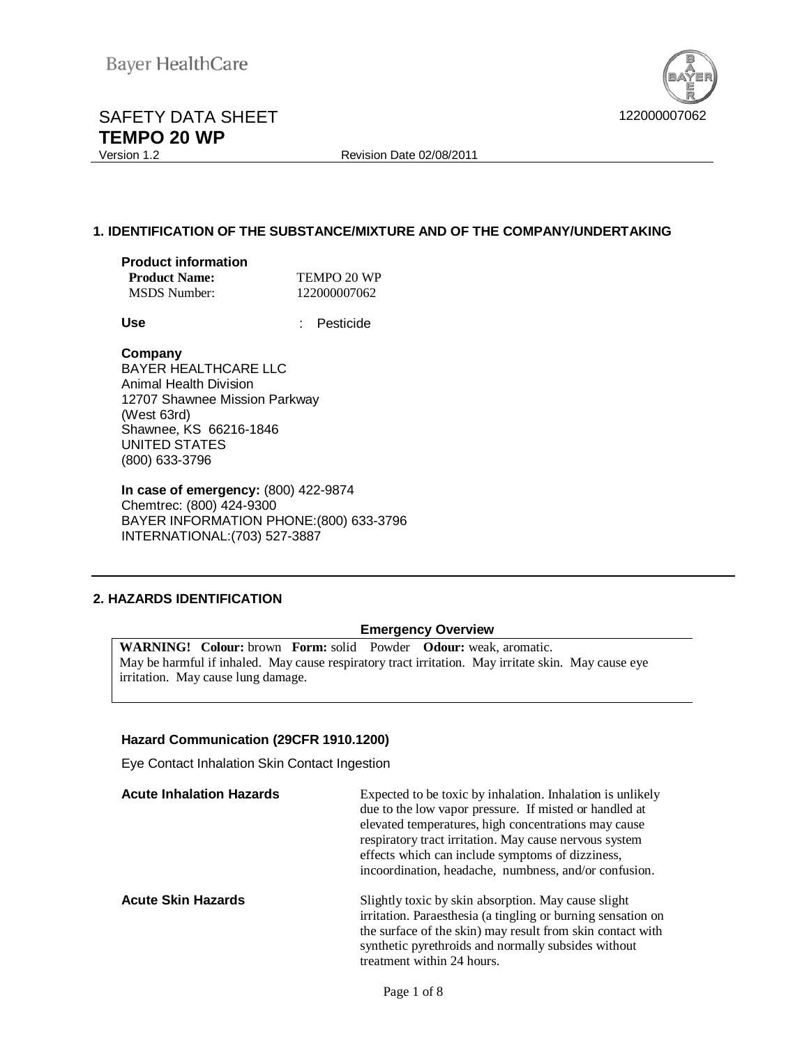Bayer HealthCare

# SAFETY DATA SHEET
# TEMPO 20 WP

Version 1.2 Revision Date 02/08/2011

122000007062

## 1. IDENTIFICATION OF THE SUBSTANCE/MIXTURE AND OF THE COMPANY/UNDERTAKING

**Product information**

**Product Name:** TEMPO 20 WP
MSDS Number: 122000007062

**Use** : Pesticide

**Company**
BAYER HEALTHCARE LLC
Animal Health Division
12707 Shawnee Mission Parkway
(West 63rd)
Shawnee, KS 66216-1846
UNITED STATES
(800) 633-3796

**In case of emergency:** (800) 422-9874
Chemtrec: (800) 424-9300
BAYER INFORMATION PHONE:(800) 633-3796
INTERNATIONAL:(703) 527-3887

## 2. HAZARDS IDENTIFICATION

**Emergency Overview**

**WARNING! Colour:** brown **Form:** solid Powder **Odour:** weak, aromatic.
May be harmful if inhaled. May cause respiratory tract irritation. May irritate skin. May cause eye irritation. May cause lung damage.

**Hazard Communication (29CFR 1910.1200)**

Eye Contact Inhalation Skin Contact Ingestion

**Acute Inhalation Hazards** Expected to be toxic by inhalation. Inhalation is unlikely due to the low vapor pressure. If misted or handled at elevated temperatures, high concentrations may cause respiratory tract irritation. May cause nervous system effects which can include symptoms of dizziness, incoordination, headache, numbness, and/or confusion.

**Acute Skin Hazards** Slightly toxic by skin absorption. May cause slight irritation. Paraesthesia (a tingling or burning sensation on the surface of the skin) may result from skin contact with synthetic pyrethroids and normally subsides without treatment within 24 hours.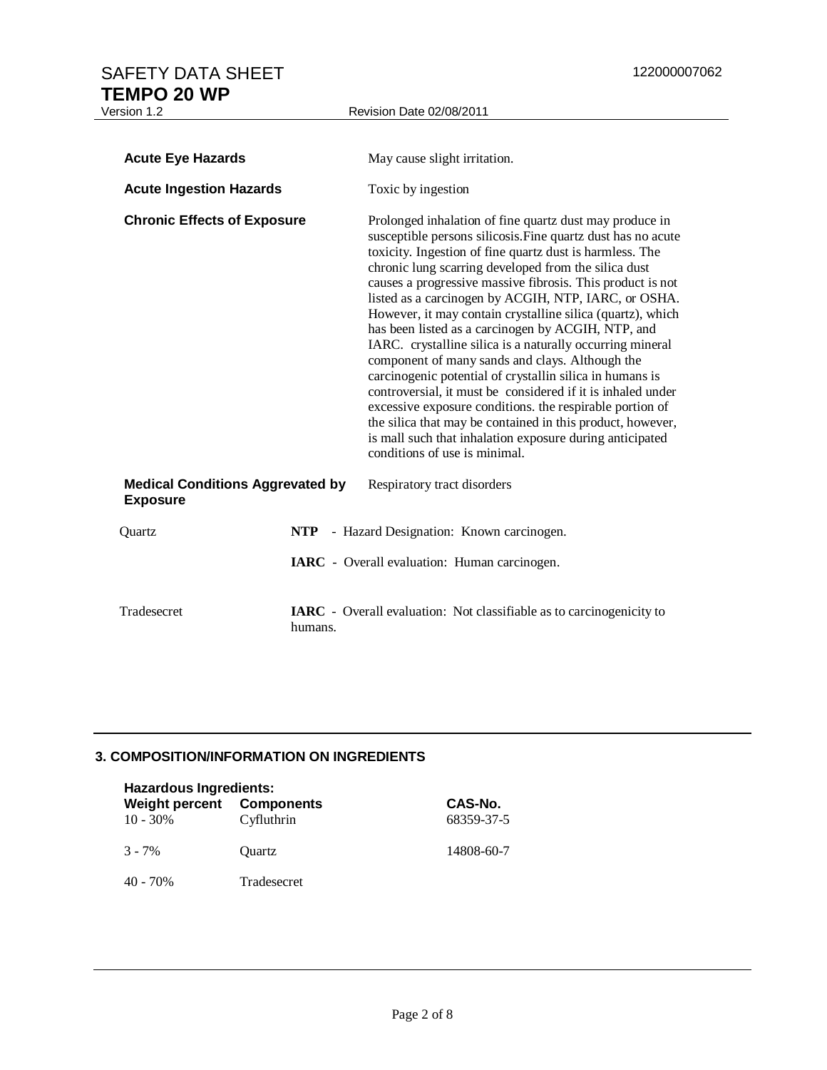**Acute Eye Hazards** May cause slight irritation.

**Acute Ingestion Hazards** Toxic by ingestion

**Chronic Effects of Exposure** Prolonged inhalation of fine quartz dust may produce in susceptible persons silicosis.Fine quartz dust has no acute toxicity. Ingestion of fine quartz dust is harmless. The chronic lung scarring developed from the silica dust causes a progressive massive fibrosis. This product is not listed as a carcinogen by ACGIH, NTP, IARC, or OSHA. However, it may contain crystalline silica (quartz), which has been listed as a carcinogen by ACGIH, NTP, and IARC. crystalline silica is a naturally occurring mineral component of many sands and clays. Although the carcinogenic potential of crystallin silica in humans is controversial, it must be considered if it is inhaled under excessive exposure conditions. the respirable portion of the silica that may be contained in this product, however, is mall such that inhalation exposure during anticipated conditions of use is minimal.

**Medical Conditions Aggrevated by Exposure** Respiratory tract disorders

Quartz

**NTP** - Hazard Designation: Known carcinogen.

**IARC** - Overall evaluation: Human carcinogen.

Tradesecret

**IARC** - Overall evaluation: Not classifiable as to carcinogenicity to humans.

## 3. COMPOSITION/INFORMATION ON INGREDIENTS

**Hazardous Ingredients:**

| Weight percent | Components | CAS-No. |
|---|---|---|
| 10 - 30% | Cyfluthrin | 68359-37-5 |
| 3 - 7% | Quartz | 14808-60-7 |
| 40 - 70% | Tradesecret | |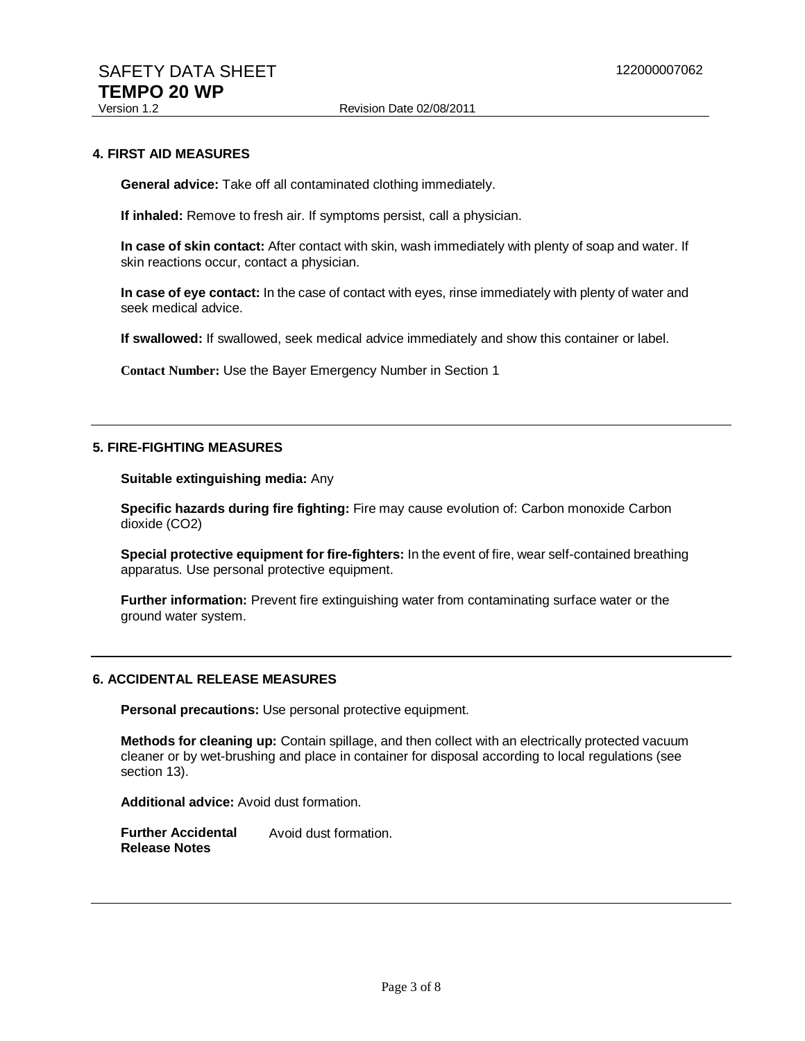## 4. FIRST AID MEASURES

**General advice:** Take off all contaminated clothing immediately.

**If inhaled:** Remove to fresh air. If symptoms persist, call a physician.

**In case of skin contact:** After contact with skin, wash immediately with plenty of soap and water. If skin reactions occur, contact a physician.

**In case of eye contact:** In the case of contact with eyes, rinse immediately with plenty of water and seek medical advice.

**If swallowed:** If swallowed, seek medical advice immediately and show this container or label.

**Contact Number:** Use the Bayer Emergency Number in Section 1

## 5. FIRE-FIGHTING MEASURES

**Suitable extinguishing media:** Any

**Specific hazards during fire fighting:** Fire may cause evolution of: Carbon monoxide Carbon dioxide ($CO_2$)

**Special protective equipment for fire-fighters:** In the event of fire, wear self-contained breathing apparatus. Use personal protective equipment.

**Further information:** Prevent fire extinguishing water from contaminating surface water or the ground water system.

## 6. ACCIDENTAL RELEASE MEASURES

**Personal precautions:** Use personal protective equipment.

**Methods for cleaning up:** Contain spillage, and then collect with an electrically protected vacuum cleaner or by wet-brushing and place in container for disposal according to local regulations (see section 13).

**Additional advice:** Avoid dust formation.

**Further Accidental Release Notes** Avoid dust formation.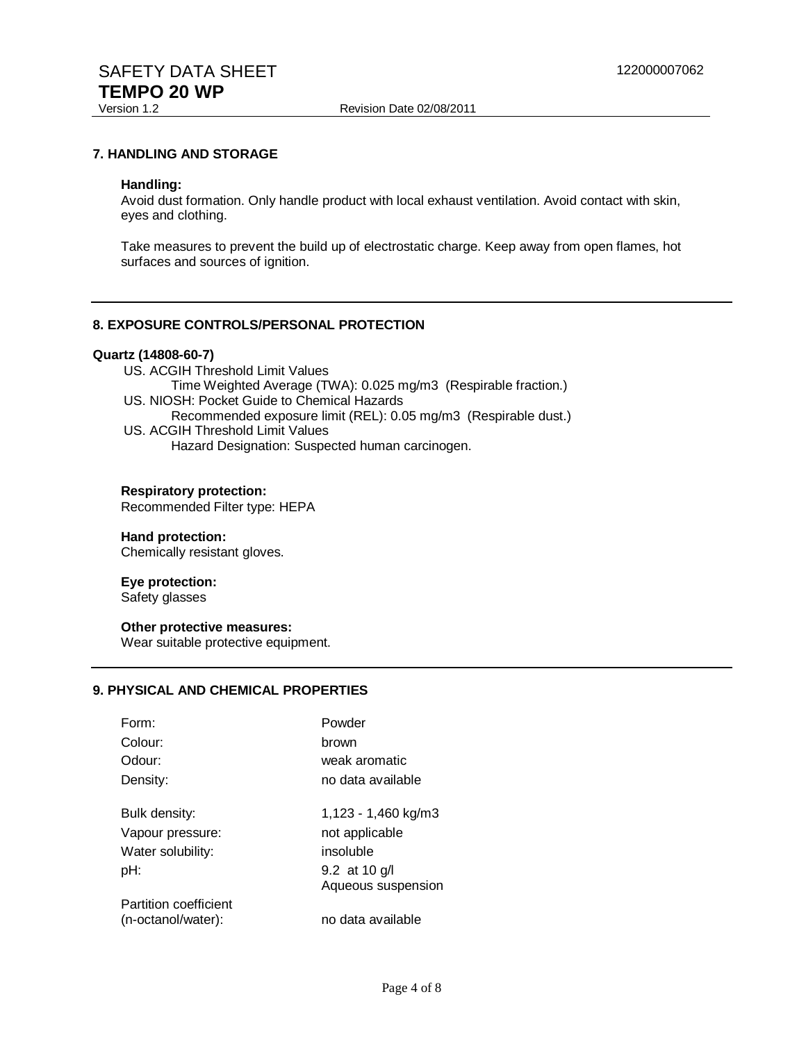## 7. HANDLING AND STORAGE

**Handling:**

Avoid dust formation. Only handle product with local exhaust ventilation. Avoid contact with skin, eyes and clothing.

Take measures to prevent the build up of electrostatic charge. Keep away from open flames, hot surfaces and sources of ignition.

## 8. EXPOSURE CONTROLS/PERSONAL PROTECTION

**Quartz (14808-60-7)**

US. ACGIH Threshold Limit Values
    Time Weighted Average (TWA): 0.025 mg/m3 (Respirable fraction.)
US. NIOSH: Pocket Guide to Chemical Hazards
    Recommended exposure limit (REL): 0.05 mg/m3 (Respirable dust.)
US. ACGIH Threshold Limit Values
    Hazard Designation: Suspected human carcinogen.

**Respiratory protection:**
Recommended Filter type: HEPA

**Hand protection:**
Chemically resistant gloves.

**Eye protection:**
Safety glasses

**Other protective measures:**
Wear suitable protective equipment.

## 9. PHYSICAL AND CHEMICAL PROPERTIES

| | |
|---|---|
| Form: | Powder |
| Colour: | brown |
| Odour: | weak aromatic |
| Density: | no data available |
| Bulk density: | 1,123 - 1,460 kg/m3 |
| Vapour pressure: | not applicable |
| Water solubility: | insoluble |
| pH: | 9.2 at 10 g/l Aqueous suspension |
| Partition coefficient (n-octanol/water): | no data available |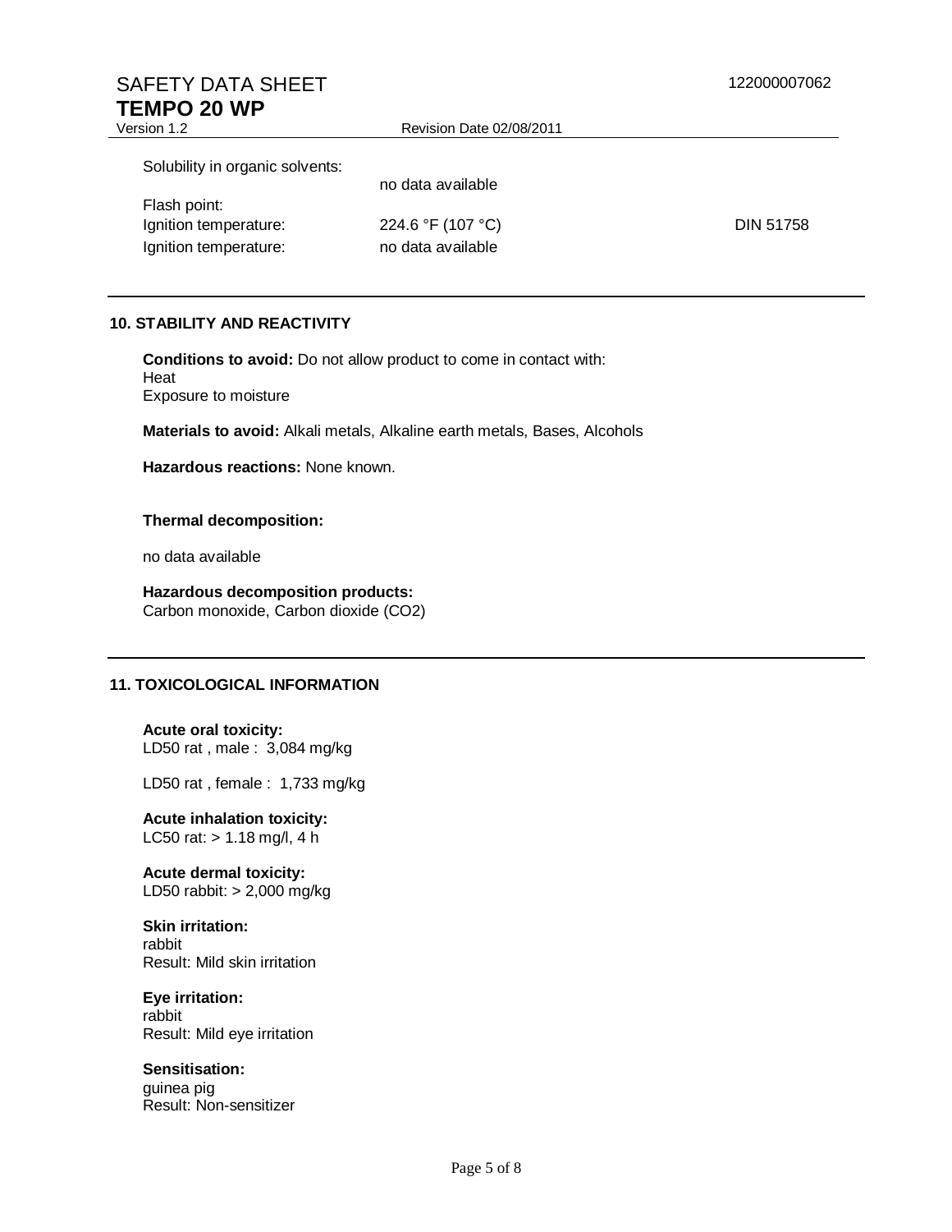| | | |
|---|---|---|
| Solubility in organic solvents: | no data available | |
| Flash point: | | |
| Ignition temperature: | 224.6 °F (107 °C) | DIN 51758 |
| Ignition temperature: | no data available | |

## 10. STABILITY AND REACTIVITY

**Conditions to avoid:** Do not allow product to come in contact with:
Heat
Exposure to moisture

**Materials to avoid:** Alkali metals, Alkaline earth metals, Bases, Alcohols

**Hazardous reactions:** None known.

**Thermal decomposition:**

no data available

**Hazardous decomposition products:**
Carbon monoxide, Carbon dioxide ($CO_2$)

## 11. TOXICOLOGICAL INFORMATION

**Acute oral toxicity:**
LD50 rat , male : 3,084 mg/kg

LD50 rat , female : 1,733 mg/kg

**Acute inhalation toxicity:**
LC50 rat: > 1.18 mg/l, 4 h

**Acute dermal toxicity:**
LD50 rabbit: > 2,000 mg/kg

**Skin irritation:**
rabbit
Result: Mild skin irritation

**Eye irritation:**
rabbit
Result: Mild eye irritation

**Sensitisation:**
guinea pig
Result: Non-sensitizer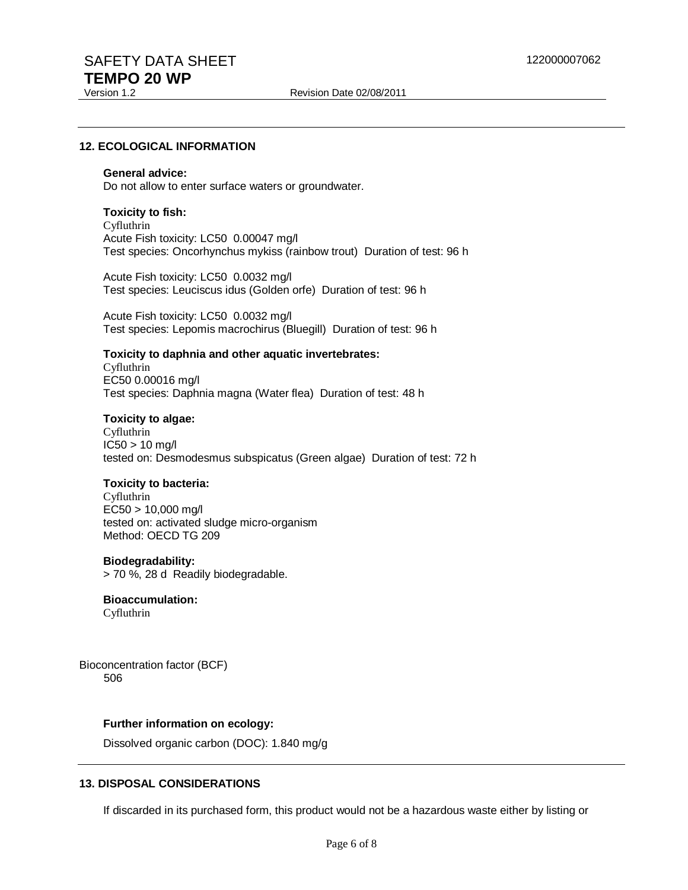## 12. ECOLOGICAL INFORMATION

**General advice:**
Do not allow to enter surface waters or groundwater.

**Toxicity to fish:**
Cyfluthrin
Acute Fish toxicity: LC50 0.00047 mg/l
Test species: Oncorhynchus mykiss (rainbow trout) Duration of test: 96 h

Acute Fish toxicity: LC50 0.0032 mg/l
Test species: Leuciscus idus (Golden orfe) Duration of test: 96 h

Acute Fish toxicity: LC50 0.0032 mg/l
Test species: Lepomis macrochirus (Bluegill) Duration of test: 96 h

**Toxicity to daphnia and other aquatic invertebrates:**
Cyfluthrin
EC50 0.00016 mg/l
Test species: Daphnia magna (Water flea) Duration of test: 48 h

**Toxicity to algae:**
Cyfluthrin
IC50 > 10 mg/l
tested on: Desmodesmus subspicatus (Green algae) Duration of test: 72 h

**Toxicity to bacteria:**
Cyfluthrin
EC50 > 10,000 mg/l
tested on: activated sludge micro-organism
Method: OECD TG 209

**Biodegradability:**
> 70 %, 28 d Readily biodegradable.

**Bioaccumulation:**
Cyfluthrin

Bioconcentration factor (BCF)
506

**Further information on ecology:**

Dissolved organic carbon (DOC): 1.840 mg/g

## 13. DISPOSAL CONSIDERATIONS

If discarded in its purchased form, this product would not be a hazardous waste either by listing or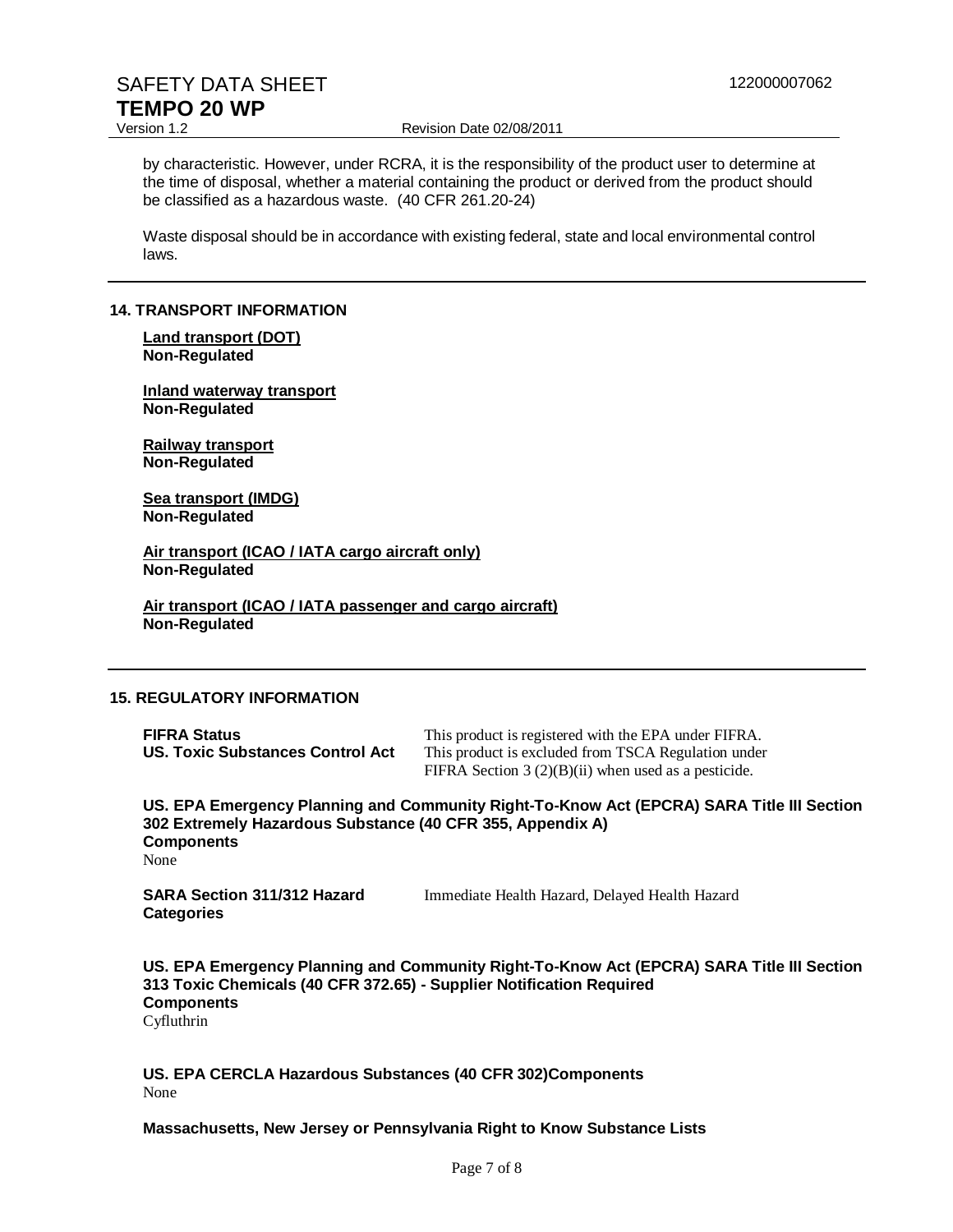by characteristic. However, under RCRA, it is the responsibility of the product user to determine at the time of disposal, whether a material containing the product or derived from the product should be classified as a hazardous waste. (40 CFR 261.20-24)

Waste disposal should be in accordance with existing federal, state and local environmental control laws.

## 14. TRANSPORT INFORMATION

**Land transport (DOT)**
**Non-Regulated**

**Inland waterway transport**
**Non-Regulated**

**Railway transport**
**Non-Regulated**

**Sea transport (IMDG)**
**Non-Regulated**

**Air transport (ICAO / IATA cargo aircraft only)**
**Non-Regulated**

**Air transport (ICAO / IATA passenger and cargo aircraft)**
**Non-Regulated**

## 15. REGULATORY INFORMATION

**FIFRA Status** — This product is registered with the EPA under FIFRA.

**US. Toxic Substances Control Act** — This product is excluded from TSCA Regulation under FIFRA Section 3 (2)(B)(ii) when used as a pesticide.

**US. EPA Emergency Planning and Community Right-To-Know Act (EPCRA) SARA Title III Section 302 Extremely Hazardous Substance (40 CFR 355, Appendix A)**
**Components**
None

**SARA Section 311/312 Hazard Categories** — Immediate Health Hazard, Delayed Health Hazard

**US. EPA Emergency Planning and Community Right-To-Know Act (EPCRA) SARA Title III Section 313 Toxic Chemicals (40 CFR 372.65) - Supplier Notification Required**
**Components**
Cyfluthrin

**US. EPA CERCLA Hazardous Substances (40 CFR 302)Components**
None

**Massachusetts, New Jersey or Pennsylvania Right to Know Substance Lists**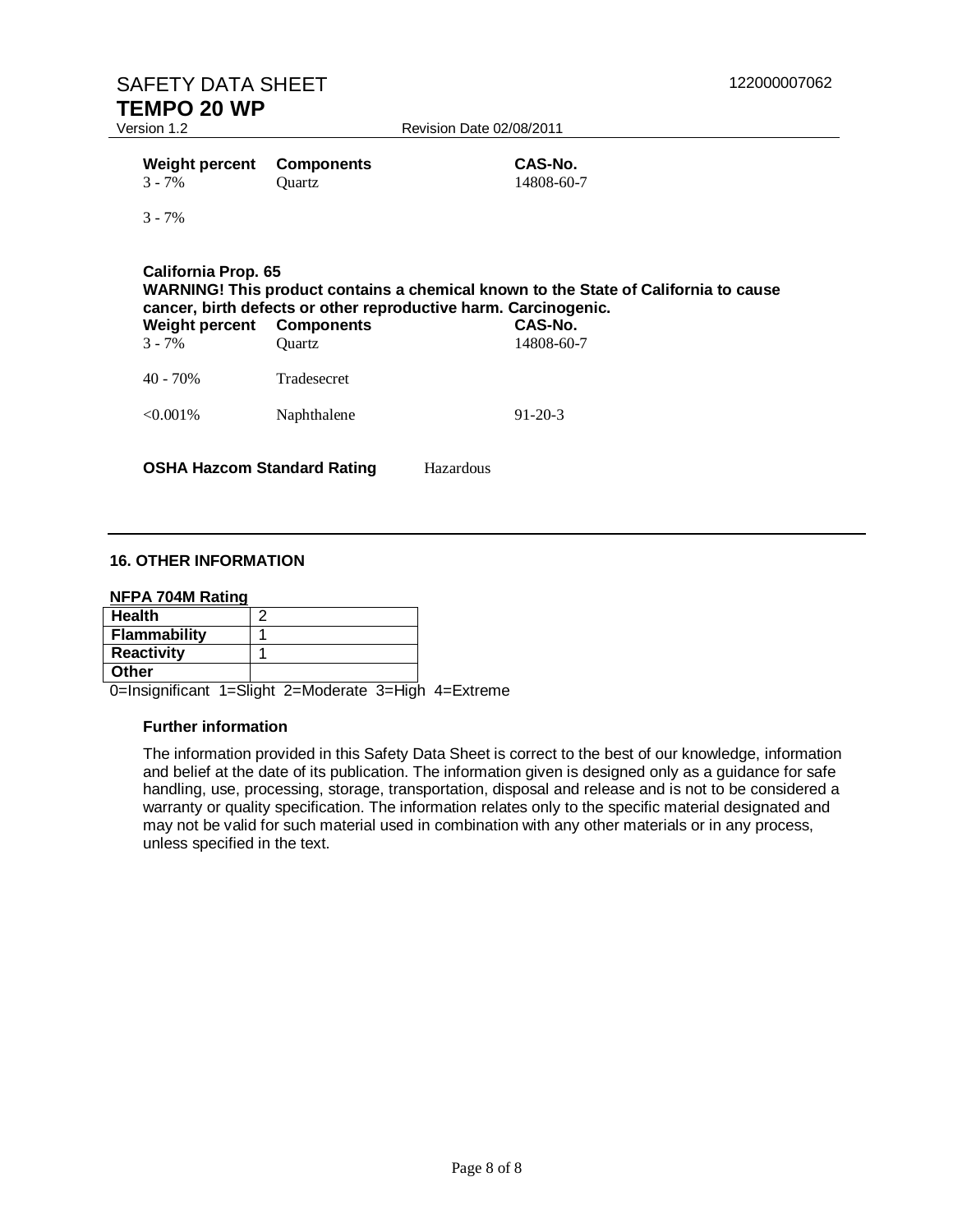| Weight percent | Components | CAS-No. |
|---|---|---|
| 3 - 7% | Quartz | 14808-60-7 |

3 - 7%

**California Prop. 65**

**WARNING! This product contains a chemical known to the State of California to cause cancer, birth defects or other reproductive harm. Carcinogenic.**

| Weight percent | Components | CAS-No. |
|---|---|---|
| 3 - 7% | Quartz | 14808-60-7 |
| 40 - 70% | Tradesecret | |
| <0.001% | Naphthalene | 91-20-3 |

**OSHA Hazcom Standard Rating** Hazardous

## 16. OTHER INFORMATION

**NFPA 704M Rating**

| | |
|---|---|
| **Health** | 2 |
| **Flammability** | 1 |
| **Reactivity** | 1 |
| **Other** | |

0=Insignificant 1=Slight 2=Moderate 3=High 4=Extreme

### Further information

The information provided in this Safety Data Sheet is correct to the best of our knowledge, information and belief at the date of its publication. The information given is designed only as a guidance for safe handling, use, processing, storage, transportation, disposal and release and is not to be considered a warranty or quality specification. The information relates only to the specific material designated and may not be valid for such material used in combination with any other materials or in any process, unless specified in the text.